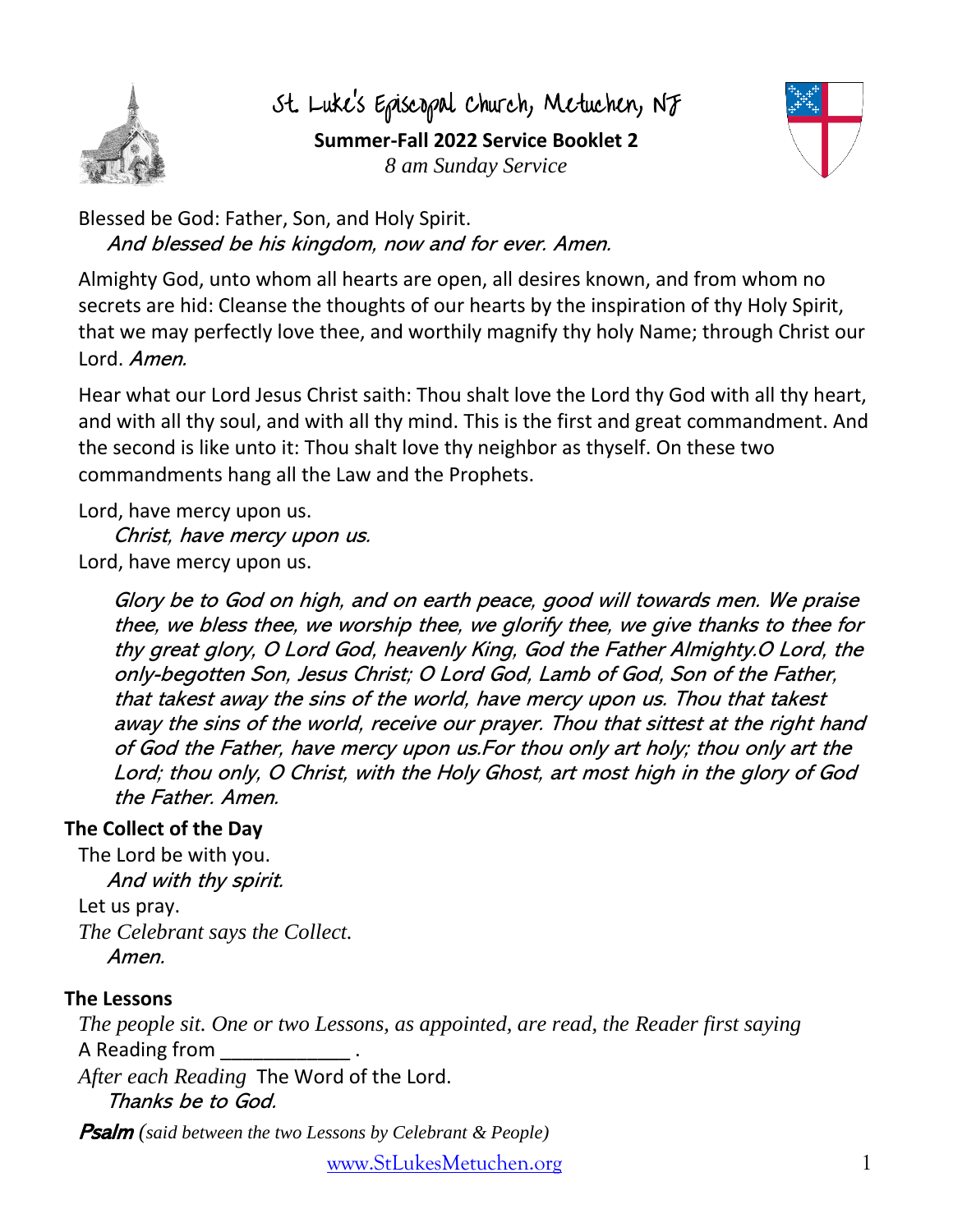# St. Luke's Episcopal Church, Metuchen, NJ

**Summer-Fall 2022 Service Booklet 2**

*8 am Sunday Service*

Blessed be God: Father, Son, and Holy Spirit.
*And blessed be his kingdom, now and for ever. Amen.*

Almighty God, unto whom all hearts are open, all desires known, and from whom no secrets are hid: Cleanse the thoughts of our hearts by the inspiration of thy Holy Spirit, that we may perfectly love thee, and worthily magnify thy holy Name; through Christ our Lord. *Amen.*

Hear what our Lord Jesus Christ saith: Thou shalt love the Lord thy God with all thy heart, and with all thy soul, and with all thy mind. This is the first and great commandment. And the second is like unto it: Thou shalt love thy neighbor as thyself. On these two commandments hang all the Law and the Prophets.

Lord, have mercy upon us.
*Christ, have mercy upon us.*
Lord, have mercy upon us.

*Glory be to God on high, and on earth peace, good will towards men. We praise thee, we bless thee, we worship thee, we glorify thee, we give thanks to thee for thy great glory, O Lord God, heavenly King, God the Father Almighty.O Lord, the only-begotten Son, Jesus Christ; O Lord God, Lamb of God, Son of the Father, that takest away the sins of the world, have mercy upon us. Thou that takest away the sins of the world, receive our prayer. Thou that sittest at the right hand of God the Father, have mercy upon us.For thou only art holy; thou only art the Lord; thou only, O Christ, with the Holy Ghost, art most high in the glory of God the Father. Amen.*

**The Collect of the Day**

The Lord be with you.
*And with thy spirit.*
Let us pray.
*The Celebrant says the Collect.*
*Amen.*

**The Lessons**

*The people sit. One or two Lessons, as appointed, are read, the Reader first saying*
A Reading from ____________ .
*After each Reading* The Word of the Lord.
*Thanks be to God.*

***Psalm*** *(said between the two Lessons by Celebrant & People)*

www.StLukesMetuchen.org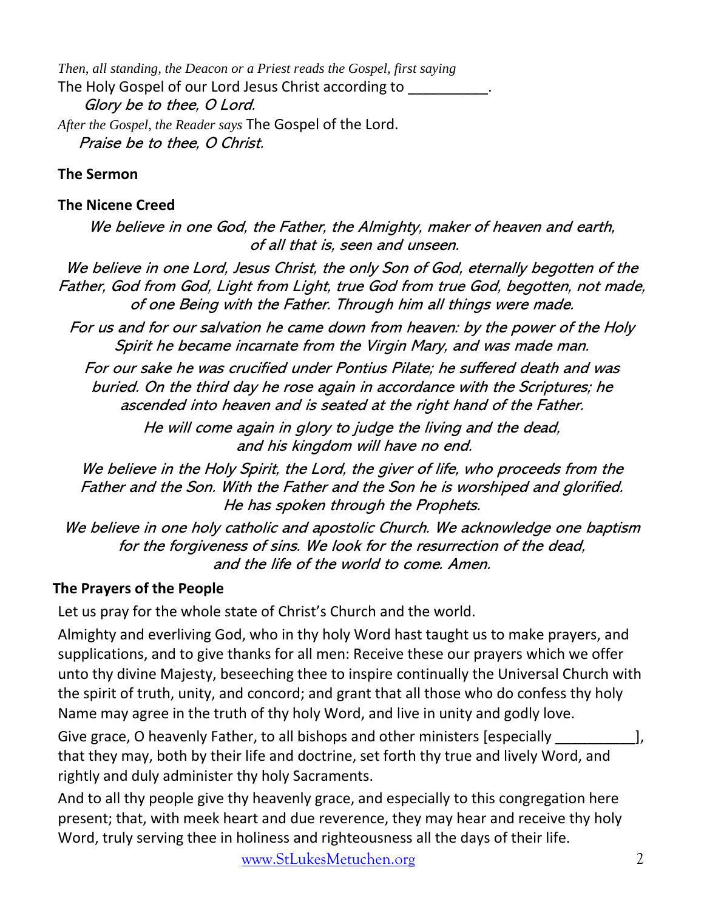*Then, all standing, the Deacon or a Priest reads the Gospel, first saying*
The Holy Gospel of our Lord Jesus Christ according to __________.
*Glory be to thee, O Lord.*
*After the Gospel, the Reader says* The Gospel of the Lord.
*Praise be to thee, O Christ.*

**The Sermon**

**The Nicene Creed**

*We believe in one God, the Father, the Almighty, maker of heaven and earth, of all that is, seen and unseen.*

*We believe in one Lord, Jesus Christ, the only Son of God, eternally begotten of the Father, God from God, Light from Light, true God from true God, begotten, not made, of one Being with the Father. Through him all things were made.*

*For us and for our salvation he came down from heaven: by the power of the Holy Spirit he became incarnate from the Virgin Mary, and was made man.*

*For our sake he was crucified under Pontius Pilate; he suffered death and was buried. On the third day he rose again in accordance with the Scriptures; he ascended into heaven and is seated at the right hand of the Father.*

*He will come again in glory to judge the living and the dead, and his kingdom will have no end.*

*We believe in the Holy Spirit, the Lord, the giver of life, who proceeds from the Father and the Son. With the Father and the Son he is worshiped and glorified. He has spoken through the Prophets.*

*We believe in one holy catholic and apostolic Church. We acknowledge one baptism for the forgiveness of sins. We look for the resurrection of the dead, and the life of the world to come. Amen.*

**The Prayers of the People**

Let us pray for the whole state of Christ's Church and the world.

Almighty and everliving God, who in thy holy Word hast taught us to make prayers, and supplications, and to give thanks for all men: Receive these our prayers which we offer unto thy divine Majesty, beseeching thee to inspire continually the Universal Church with the spirit of truth, unity, and concord; and grant that all those who do confess thy holy Name may agree in the truth of thy holy Word, and live in unity and godly love.

Give grace, O heavenly Father, to all bishops and other ministers [especially __________], that they may, both by their life and doctrine, set forth thy true and lively Word, and rightly and duly administer thy holy Sacraments.

And to all thy people give thy heavenly grace, and especially to this congregation here present; that, with meek heart and due reverence, they may hear and receive thy holy Word, truly serving thee in holiness and righteousness all the days of their life.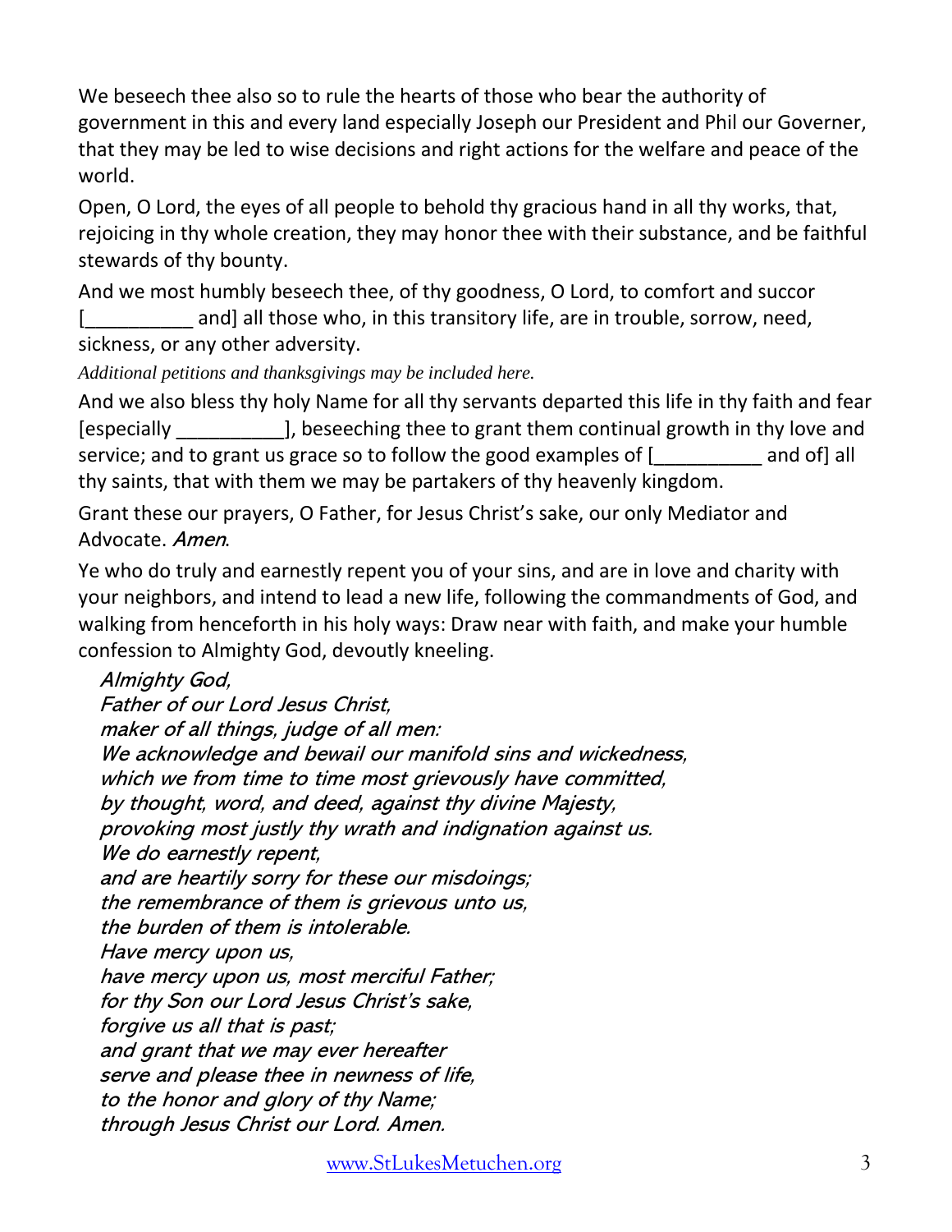We beseech thee also so to rule the hearts of those who bear the authority of government in this and every land especially Joseph our President and Phil our Governer, that they may be led to wise decisions and right actions for the welfare and peace of the world.

Open, O Lord, the eyes of all people to behold thy gracious hand in all thy works, that, rejoicing in thy whole creation, they may honor thee with their substance, and be faithful stewards of thy bounty.

And we most humbly beseech thee, of thy goodness, O Lord, to comfort and succor [__________ and] all those who, in this transitory life, are in trouble, sorrow, need, sickness, or any other adversity.

*Additional petitions and thanksgivings may be included here.*

And we also bless thy holy Name for all thy servants departed this life in thy faith and fear [especially __________], beseeching thee to grant them continual growth in thy love and service; and to grant us grace so to follow the good examples of [__________ and of] all thy saints, that with them we may be partakers of thy heavenly kingdom.

Grant these our prayers, O Father, for Jesus Christ's sake, our only Mediator and Advocate. *Amen.*

Ye who do truly and earnestly repent you of your sins, and are in love and charity with your neighbors, and intend to lead a new life, following the commandments of God, and walking from henceforth in his holy ways: Draw near with faith, and make your humble confession to Almighty God, devoutly kneeling.

*Almighty God,*
*Father of our Lord Jesus Christ,*
*maker of all things, judge of all men:*
*We acknowledge and bewail our manifold sins and wickedness,*
*which we from time to time most grievously have committed,*
*by thought, word, and deed, against thy divine Majesty,*
*provoking most justly thy wrath and indignation against us.*
*We do earnestly repent,*
*and are heartily sorry for these our misdoings;*
*the remembrance of them is grievous unto us,*
*the burden of them is intolerable.*
*Have mercy upon us,*
*have mercy upon us, most merciful Father;*
*for thy Son our Lord Jesus Christ's sake,*
*forgive us all that is past;*
*and grant that we may ever hereafter*
*serve and please thee in newness of life,*
*to the honor and glory of thy Name;*
*through Jesus Christ our Lord. Amen.*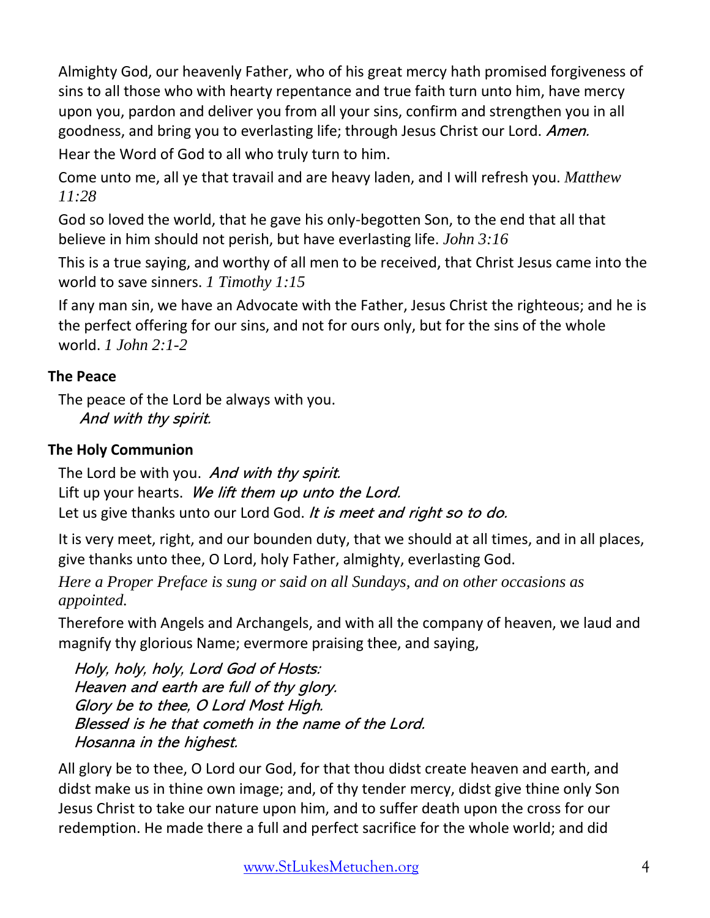Almighty God, our heavenly Father, who of his great mercy hath promised forgiveness of sins to all those who with hearty repentance and true faith turn unto him, have mercy upon you, pardon and deliver you from all your sins, confirm and strengthen you in all goodness, and bring you to everlasting life; through Jesus Christ our Lord. *Amen.*

Hear the Word of God to all who truly turn to him.

Come unto me, all ye that travail and are heavy laden, and I will refresh you. *Matthew 11:28*

God so loved the world, that he gave his only-begotten Son, to the end that all that believe in him should not perish, but have everlasting life. *John 3:16*

This is a true saying, and worthy of all men to be received, that Christ Jesus came into the world to save sinners. *1 Timothy 1:15*

If any man sin, we have an Advocate with the Father, Jesus Christ the righteous; and he is the perfect offering for our sins, and not for ours only, but for the sins of the whole world. *1 John 2:1-2*

**The Peace**

The peace of the Lord be always with you.
*And with thy spirit.*

**The Holy Communion**

The Lord be with you. *And with thy spirit.*
Lift up your hearts. *We lift them up unto the Lord.*
Let us give thanks unto our Lord God. *It is meet and right so to do.*

It is very meet, right, and our bounden duty, that we should at all times, and in all places, give thanks unto thee, O Lord, holy Father, almighty, everlasting God.

*Here a Proper Preface is sung or said on all Sundays, and on other occasions as appointed.*

Therefore with Angels and Archangels, and with all the company of heaven, we laud and magnify thy glorious Name; evermore praising thee, and saying,

*Holy, holy, holy, Lord God of Hosts:*
*Heaven and earth are full of thy glory.*
*Glory be to thee, O Lord Most High.*
*Blessed is he that cometh in the name of the Lord.*
*Hosanna in the highest.*

All glory be to thee, O Lord our God, for that thou didst create heaven and earth, and didst make us in thine own image; and, of thy tender mercy, didst give thine only Son Jesus Christ to take our nature upon him, and to suffer death upon the cross for our redemption. He made there a full and perfect sacrifice for the whole world; and did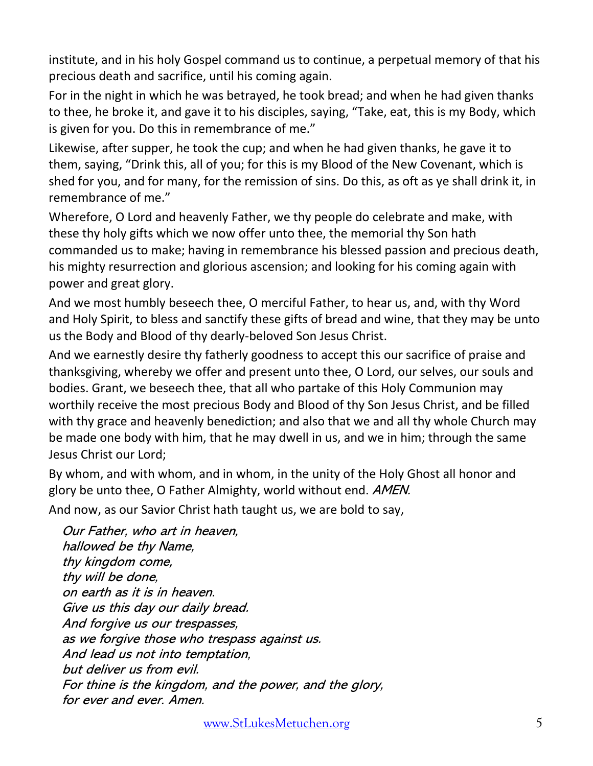institute, and in his holy Gospel command us to continue, a perpetual memory of that his precious death and sacrifice, until his coming again.

For in the night in which he was betrayed, he took bread; and when he had given thanks to thee, he broke it, and gave it to his disciples, saying, "Take, eat, this is my Body, which is given for you. Do this in remembrance of me."

Likewise, after supper, he took the cup; and when he had given thanks, he gave it to them, saying, "Drink this, all of you; for this is my Blood of the New Covenant, which is shed for you, and for many, for the remission of sins. Do this, as oft as ye shall drink it, in remembrance of me."

Wherefore, O Lord and heavenly Father, we thy people do celebrate and make, with these thy holy gifts which we now offer unto thee, the memorial thy Son hath commanded us to make; having in remembrance his blessed passion and precious death, his mighty resurrection and glorious ascension; and looking for his coming again with power and great glory.

And we most humbly beseech thee, O merciful Father, to hear us, and, with thy Word and Holy Spirit, to bless and sanctify these gifts of bread and wine, that they may be unto us the Body and Blood of thy dearly-beloved Son Jesus Christ.

And we earnestly desire thy fatherly goodness to accept this our sacrifice of praise and thanksgiving, whereby we offer and present unto thee, O Lord, our selves, our souls and bodies. Grant, we beseech thee, that all who partake of this Holy Communion may worthily receive the most precious Body and Blood of thy Son Jesus Christ, and be filled with thy grace and heavenly benediction; and also that we and all thy whole Church may be made one body with him, that he may dwell in us, and we in him; through the same Jesus Christ our Lord;

By whom, and with whom, and in whom, in the unity of the Holy Ghost all honor and glory be unto thee, O Father Almighty, world without end. *AMEN.*

And now, as our Savior Christ hath taught us, we are bold to say,

*Our Father, who art in heaven,*
*hallowed be thy Name,*
*thy kingdom come,*
*thy will be done,*
*on earth as it is in heaven.*
*Give us this day our daily bread.*
*And forgive us our trespasses,*
*as we forgive those who trespass against us.*
*And lead us not into temptation,*
*but deliver us from evil.*
*For thine is the kingdom, and the power, and the glory,*
*for ever and ever. Amen.*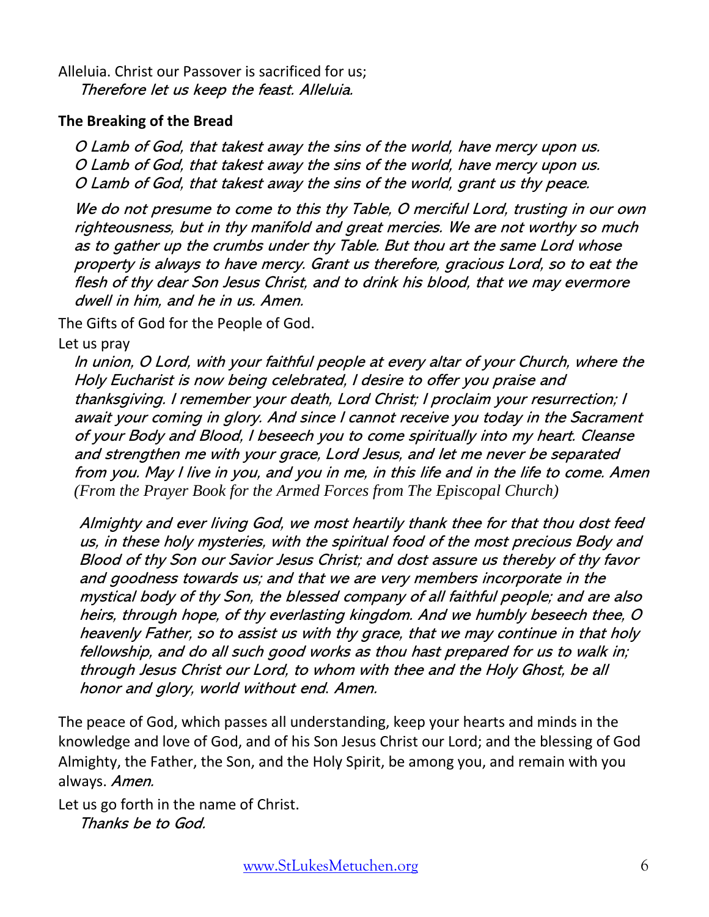Alleluia. Christ our Passover is sacrificed for us;
*Therefore let us keep the feast. Alleluia.*

**The Breaking of the Bread**

*O Lamb of God, that takest away the sins of the world, have mercy upon us.*
*O Lamb of God, that takest away the sins of the world, have mercy upon us.*
*O Lamb of God, that takest away the sins of the world, grant us thy peace.*

*We do not presume to come to this thy Table, O merciful Lord, trusting in our own righteousness, but in thy manifold and great mercies. We are not worthy so much as to gather up the crumbs under thy Table. But thou art the same Lord whose property is always to have mercy. Grant us therefore, gracious Lord, so to eat the flesh of thy dear Son Jesus Christ, and to drink his blood, that we may evermore dwell in him, and he in us. Amen.*

The Gifts of God for the People of God.

Let us pray

*In union, O Lord, with your faithful people at every altar of your Church, where the Holy Eucharist is now being celebrated, I desire to offer you praise and thanksgiving. I remember your death, Lord Christ; I proclaim your resurrection; I await your coming in glory. And since I cannot receive you today in the Sacrament of your Body and Blood, I beseech you to come spiritually into my heart. Cleanse and strengthen me with your grace, Lord Jesus, and let me never be separated from you. May I live in you, and you in me, in this life and in the life to come. Amen*
*(From the Prayer Book for the Armed Forces from The Episcopal Church)*

*Almighty and ever living God, we most heartily thank thee for that thou dost feed us, in these holy mysteries, with the spiritual food of the most precious Body and Blood of thy Son our Savior Jesus Christ; and dost assure us thereby of thy favor and goodness towards us; and that we are very members incorporate in the mystical body of thy Son, the blessed company of all faithful people; and are also heirs, through hope, of thy everlasting kingdom. And we humbly beseech thee, O heavenly Father, so to assist us with thy grace, that we may continue in that holy fellowship, and do all such good works as thou hast prepared for us to walk in; through Jesus Christ our Lord, to whom with thee and the Holy Ghost, be all honor and glory, world without end. Amen.*

The peace of God, which passes all understanding, keep your hearts and minds in the knowledge and love of God, and of his Son Jesus Christ our Lord; and the blessing of God Almighty, the Father, the Son, and the Holy Spirit, be among you, and remain with you always. *Amen.*

Let us go forth in the name of Christ.
*Thanks be to God.*

www.StLukesMetuchen.org